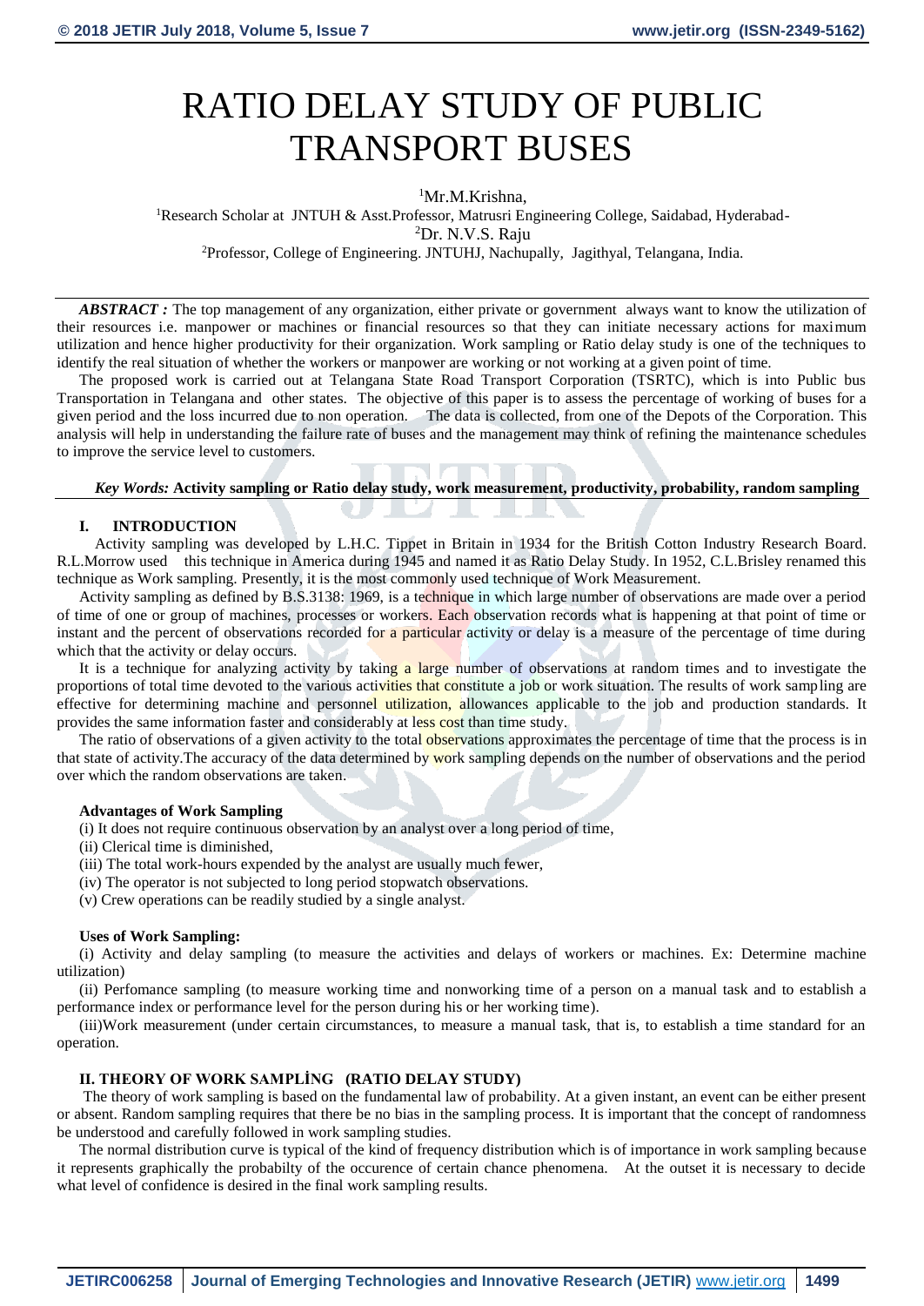# RATIO DELAY STUDY OF PUBLIC TRANSPORT BUSES

[1]Mr.M.Krishna,

[1]Research Scholar at JNTUH & Asst.Professor, Matrusri Engineering College, Saidabad, Hyderabad-

[2]Dr. N.V.S. Raju

[2]Professor, College of Engineering. JNTUHJ, Nachupally, Jagithyal, Telangana, India.

***ABSTRACT :*** The top management of any organization, either private or government always want to know the utilization of their resources i.e. manpower or machines or financial resources so that they can initiate necessary actions for maximum utilization and hence higher productivity for their organization. Work sampling or Ratio delay study is one of the techniques to identify the real situation of whether the workers or manpower are working or not working at a given point of time.

The proposed work is carried out at Telangana State Road Transport Corporation (TSRTC), which is into Public bus Transportation in Telangana and other states. The objective of this paper is to assess the percentage of working of buses for a given period and the loss incurred due to non operation. The data is collected, from one of the Depots of the Corporation. This analysis will help in understanding the failure rate of buses and the management may think of refining the maintenance schedules to improve the service level to customers.

*Key Words:* **Activity sampling or Ratio delay study, work measurement, productivity, probability, random sampling**

## I. INTRODUCTION

Activity sampling was developed by L.H.C. Tippet in Britain in 1934 for the British Cotton Industry Research Board. R.L.Morrow used this technique in America during 1945 and named it as Ratio Delay Study. In 1952, C.L.Brisley renamed this technique as Work sampling. Presently, it is the most commonly used technique of Work Measurement.

Activity sampling as defined by B.S.3138: 1969, is a technique in which large number of observations are made over a period of time of one or group of machines, processes or workers. Each observation records what is happening at that point of time or instant and the percent of observations recorded for a particular activity or delay is a measure of the percentage of time during which that the activity or delay occurs.

It is a technique for analyzing activity by taking a large number of observations at random times and to investigate the proportions of total time devoted to the various activities that constitute a job or work situation. The results of work sampling are effective for determining machine and personnel utilization, allowances applicable to the job and production standards. It provides the same information faster and considerably at less cost than time study.

The ratio of observations of a given activity to the total observations approximates the percentage of time that the process is in that state of activity.The accuracy of the data determined by work sampling depends on the number of observations and the period over which the random observations are taken.

**Advantages of Work Sampling**

(i) It does not require continuous observation by an analyst over a long period of time,

(ii) Clerical time is diminished,

(iii) The total work-hours expended by the analyst are usually much fewer,

(iv) The operator is not subjected to long period stopwatch observations.

(v) Crew operations can be readily studied by a single analyst.

**Uses of Work Sampling:**

(i) Activity and delay sampling (to measure the activities and delays of workers or machines. Ex: Determine machine utilization)

(ii) Perfomance sampling (to measure working time and nonworking time of a person on a manual task and to establish a performance index or performance level for the person during his or her working time).

(iii)Work measurement (under certain circumstances, to measure a manual task, that is, to establish a time standard for an operation.

## II. THEORY OF WORK SAMPLİNG (RATIO DELAY STUDY)

The theory of work sampling is based on the fundamental law of probability. At a given instant, an event can be either present or absent. Random sampling requires that there be no bias in the sampling process. It is important that the concept of randomness be understood and carefully followed in work sampling studies.

The normal distribution curve is typical of the kind of frequency distribution which is of importance in work sampling because it represents graphically the probabilty of the occurence of certain chance phenomena. At the outset it is necessary to decide what level of confidence is desired in the final work sampling results.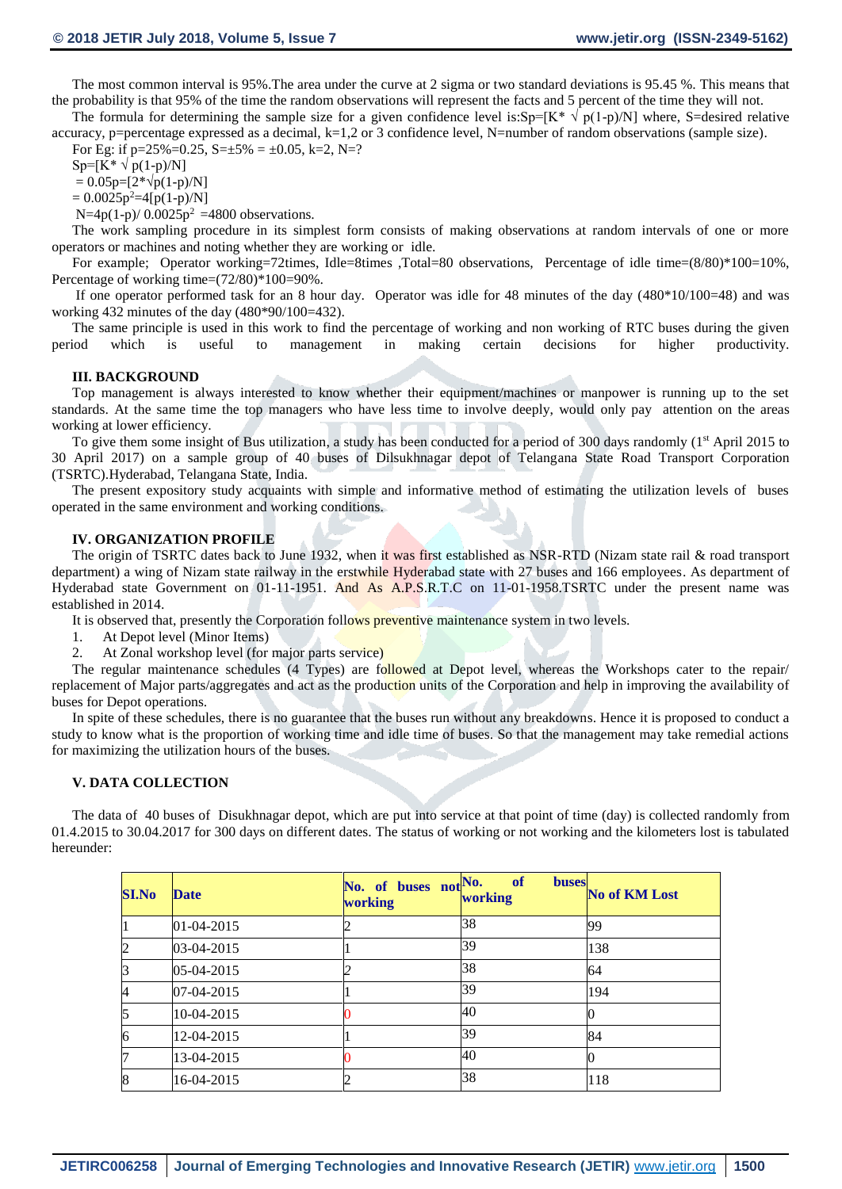The most common interval is 95%.The area under the curve at 2 sigma or two standard deviations is 95.45 %. This means that the probability is that 95% of the time the random observations will represent the facts and 5 percent of the time they will not.

The formula for determining the sample size for a given confidence level is: $Sp=[K^* \sqrt{p(1-p)/N}]$ where, S=desired relative accuracy, p=percentage expressed as a decimal, k=1,2 or 3 confidence level, N=number of random observations (sample size).

For Eg: if p=25%=0.25, S=±5% = ±0.05, k=2, N=?

$Sp=[K^* \sqrt{p(1-p)/N}]$

$= 0.05p=[2^*\sqrt{p(1-p)/N}]$

$= 0.0025p^2=4[p(1-p)/N]$

$N=4p(1-p)/ 0.0025p^2$ =4800 observations.

The work sampling procedure in its simplest form consists of making observations at random intervals of one or more operators or machines and noting whether they are working or idle.

For example; Operator working=72times, Idle=8times ,Total=80 observations, Percentage of idle time=(8/80)*100=10%, Percentage of working time=(72/80)*100=90%.

If one operator performed task for an 8 hour day. Operator was idle for 48 minutes of the day (480*10/100=48) and was working 432 minutes of the day (480*90/100=432).

The same principle is used in this work to find the percentage of working and non working of RTC buses during the given period which is useful to management in making certain decisions for higher productivity.

## III. BACKGROUND

Top management is always interested to know whether their equipment/machines or manpower is running up to the set standards. At the same time the top managers who have less time to involve deeply, would only pay attention on the areas working at lower efficiency.

To give them some insight of Bus utilization, a study has been conducted for a period of 300 days randomly (1st April 2015 to 30 April 2017) on a sample group of 40 buses of Dilsukhnagar depot of Telangana State Road Transport Corporation (TSRTC).Hyderabad, Telangana State, India.

The present expository study acquaints with simple and informative method of estimating the utilization levels of buses operated in the same environment and working conditions.

## IV. ORGANIZATION PROFILE

The origin of TSRTC dates back to June 1932, when it was first established as NSR-RTD (Nizam state rail & road transport department) a wing of Nizam state railway in the erstwhile Hyderabad state with 27 buses and 166 employees. As department of Hyderabad state Government on 01-11-1951. And As A.P.S.R.T.C on 11-01-1958.TSRTC under the present name was established in 2014.

It is observed that, presently the Corporation follows preventive maintenance system in two levels.

1. At Depot level (Minor Items)
2. At Zonal workshop level (for major parts service)

The regular maintenance schedules (4 Types) are followed at Depot level, whereas the Workshops cater to the repair/ replacement of Major parts/aggregates and act as the production units of the Corporation and help in improving the availability of buses for Depot operations.

In spite of these schedules, there is no guarantee that the buses run without any breakdowns. Hence it is proposed to conduct a study to know what is the proportion of working time and idle time of buses. So that the management may take remedial actions for maximizing the utilization hours of the buses.

## V. DATA COLLECTION

The data of 40 buses of Disukhnagar depot, which are put into service at that point of time (day) is collected randomly from 01.4.2015 to 30.04.2017 for 300 days on different dates. The status of working or not working and the kilometers lost is tabulated hereunder:

| SI.No | Date | No. of buses not working | No. of buses working | No of KM Lost |
|---|---|---|---|---|
| 1 | 01-04-2015 | 2 | 38 | 99 |
| 2 | 03-04-2015 | 1 | 39 | 138 |
| 3 | 05-04-2015 | 2 | 38 | 64 |
| 4 | 07-04-2015 | 1 | 39 | 194 |
| 5 | 10-04-2015 | 0 | 40 | 0 |
| 6 | 12-04-2015 | 1 | 39 | 84 |
| 7 | 13-04-2015 | 0 | 40 | 0 |
| 8 | 16-04-2015 | 2 | 38 | 118 |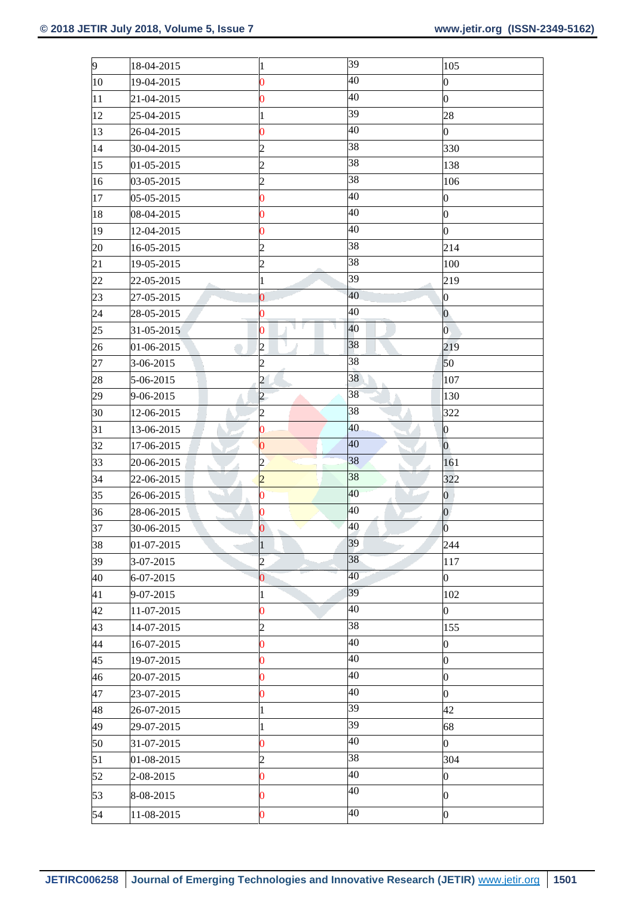| | | | | |
|---|---|---|---|---|
| 9 | 18-04-2015 | 1 | 39 | 105 |
| 10 | 19-04-2015 | 0 | 40 | 0 |
| 11 | 21-04-2015 | 0 | 40 | 0 |
| 12 | 25-04-2015 | 1 | 39 | 28 |
| 13 | 26-04-2015 | 0 | 40 | 0 |
| 14 | 30-04-2015 | 2 | 38 | 330 |
| 15 | 01-05-2015 | 2 | 38 | 138 |
| 16 | 03-05-2015 | 2 | 38 | 106 |
| 17 | 05-05-2015 | 0 | 40 | 0 |
| 18 | 08-04-2015 | 0 | 40 | 0 |
| 19 | 12-04-2015 | 0 | 40 | 0 |
| 20 | 16-05-2015 | 2 | 38 | 214 |
| 21 | 19-05-2015 | 2 | 38 | 100 |
| 22 | 22-05-2015 | 1 | 39 | 219 |
| 23 | 27-05-2015 | 0 | 40 | 0 |
| 24 | 28-05-2015 | 0 | 40 | 0 |
| 25 | 31-05-2015 | 0 | 40 | 0 |
| 26 | 01-06-2015 | 2 | 38 | 219 |
| 27 | 3-06-2015 | 2 | 38 | 50 |
| 28 | 5-06-2015 | 2 | 38 | 107 |
| 29 | 9-06-2015 | 2 | 38 | 130 |
| 30 | 12-06-2015 | 2 | 38 | 322 |
| 31 | 13-06-2015 | 0 | 40 | 0 |
| 32 | 17-06-2015 | 0 | 40 | 0 |
| 33 | 20-06-2015 | 2 | 38 | 161 |
| 34 | 22-06-2015 | 2 | 38 | 322 |
| 35 | 26-06-2015 | 0 | 40 | 0 |
| 36 | 28-06-2015 | 0 | 40 | 0 |
| 37 | 30-06-2015 | 0 | 40 | 0 |
| 38 | 01-07-2015 | 1 | 39 | 244 |
| 39 | 3-07-2015 | 2 | 38 | 117 |
| 40 | 6-07-2015 | 0 | 40 | 0 |
| 41 | 9-07-2015 | 1 | 39 | 102 |
| 42 | 11-07-2015 | 0 | 40 | 0 |
| 43 | 14-07-2015 | 2 | 38 | 155 |
| 44 | 16-07-2015 | 0 | 40 | 0 |
| 45 | 19-07-2015 | 0 | 40 | 0 |
| 46 | 20-07-2015 | 0 | 40 | 0 |
| 47 | 23-07-2015 | 0 | 40 | 0 |
| 48 | 26-07-2015 | 1 | 39 | 42 |
| 49 | 29-07-2015 | 1 | 39 | 68 |
| 50 | 31-07-2015 | 0 | 40 | 0 |
| 51 | 01-08-2015 | 2 | 38 | 304 |
| 52 | 2-08-2015 | 0 | 40 | 0 |
| 53 | 8-08-2015 | 0 | 40 | 0 |
| 54 | 11-08-2015 | 0 | 40 | 0 |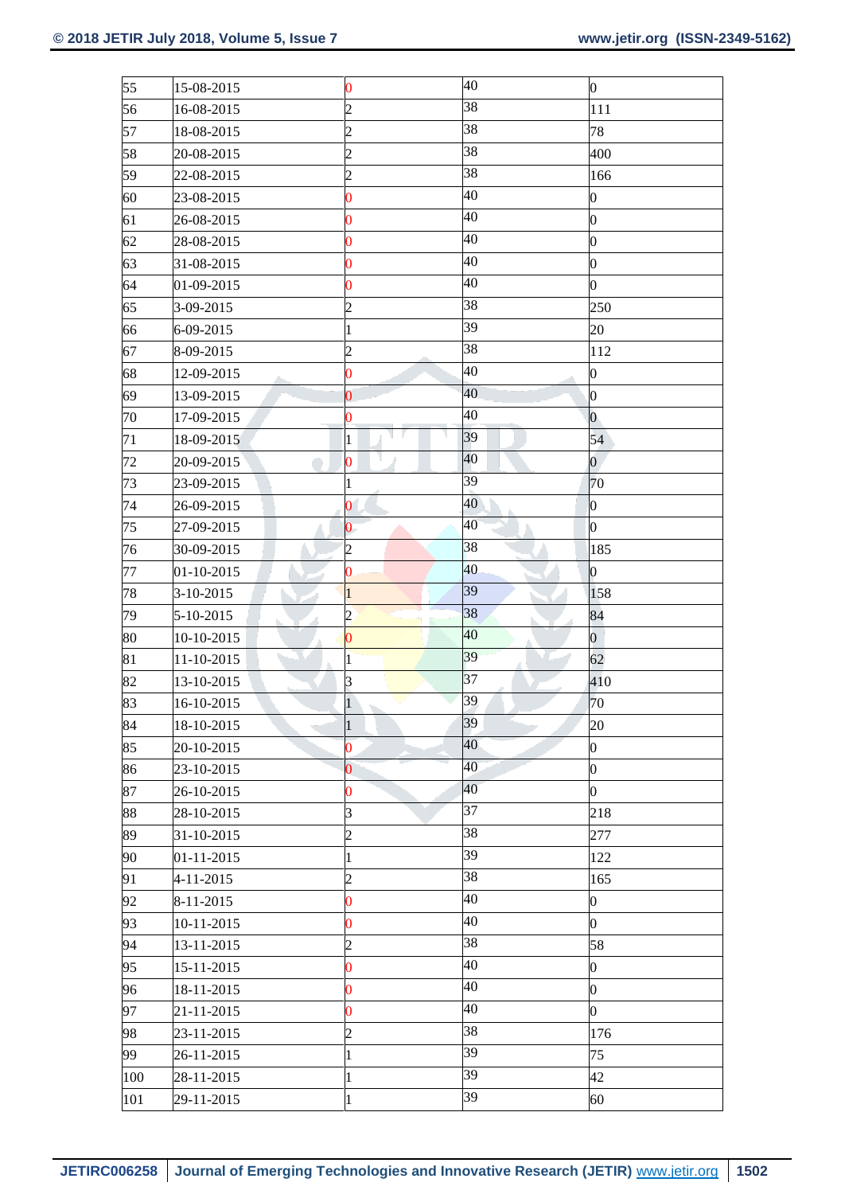| | | | | |
|---|---|---|---|---|
| 55 | 15-08-2015 | 0 | 40 | 0 |
| 56 | 16-08-2015 | 2 | 38 | 111 |
| 57 | 18-08-2015 | 2 | 38 | 78 |
| 58 | 20-08-2015 | 2 | 38 | 400 |
| 59 | 22-08-2015 | 2 | 38 | 166 |
| 60 | 23-08-2015 | 0 | 40 | 0 |
| 61 | 26-08-2015 | 0 | 40 | 0 |
| 62 | 28-08-2015 | 0 | 40 | 0 |
| 63 | 31-08-2015 | 0 | 40 | 0 |
| 64 | 01-09-2015 | 0 | 40 | 0 |
| 65 | 3-09-2015 | 2 | 38 | 250 |
| 66 | 6-09-2015 | 1 | 39 | 20 |
| 67 | 8-09-2015 | 2 | 38 | 112 |
| 68 | 12-09-2015 | 0 | 40 | 0 |
| 69 | 13-09-2015 | 0 | 40 | 0 |
| 70 | 17-09-2015 | 0 | 40 | 0 |
| 71 | 18-09-2015 | 1 | 39 | 54 |
| 72 | 20-09-2015 | 0 | 40 | 0 |
| 73 | 23-09-2015 | 1 | 39 | 70 |
| 74 | 26-09-2015 | 0 | 40 | 0 |
| 75 | 27-09-2015 | 0 | 40 | 0 |
| 76 | 30-09-2015 | 2 | 38 | 185 |
| 77 | 01-10-2015 | 0 | 40 | 0 |
| 78 | 3-10-2015 | 1 | 39 | 158 |
| 79 | 5-10-2015 | 2 | 38 | 84 |
| 80 | 10-10-2015 | 0 | 40 | 0 |
| 81 | 11-10-2015 | 1 | 39 | 62 |
| 82 | 13-10-2015 | 3 | 37 | 410 |
| 83 | 16-10-2015 | 1 | 39 | 70 |
| 84 | 18-10-2015 | 1 | 39 | 20 |
| 85 | 20-10-2015 | 0 | 40 | 0 |
| 86 | 23-10-2015 | 0 | 40 | 0 |
| 87 | 26-10-2015 | 0 | 40 | 0 |
| 88 | 28-10-2015 | 3 | 37 | 218 |
| 89 | 31-10-2015 | 2 | 38 | 277 |
| 90 | 01-11-2015 | 1 | 39 | 122 |
| 91 | 4-11-2015 | 2 | 38 | 165 |
| 92 | 8-11-2015 | 0 | 40 | 0 |
| 93 | 10-11-2015 | 0 | 40 | 0 |
| 94 | 13-11-2015 | 2 | 38 | 58 |
| 95 | 15-11-2015 | 0 | 40 | 0 |
| 96 | 18-11-2015 | 0 | 40 | 0 |
| 97 | 21-11-2015 | 0 | 40 | 0 |
| 98 | 23-11-2015 | 2 | 38 | 176 |
| 99 | 26-11-2015 | 1 | 39 | 75 |
| 100 | 28-11-2015 | 1 | 39 | 42 |
| 101 | 29-11-2015 | 1 | 39 | 60 |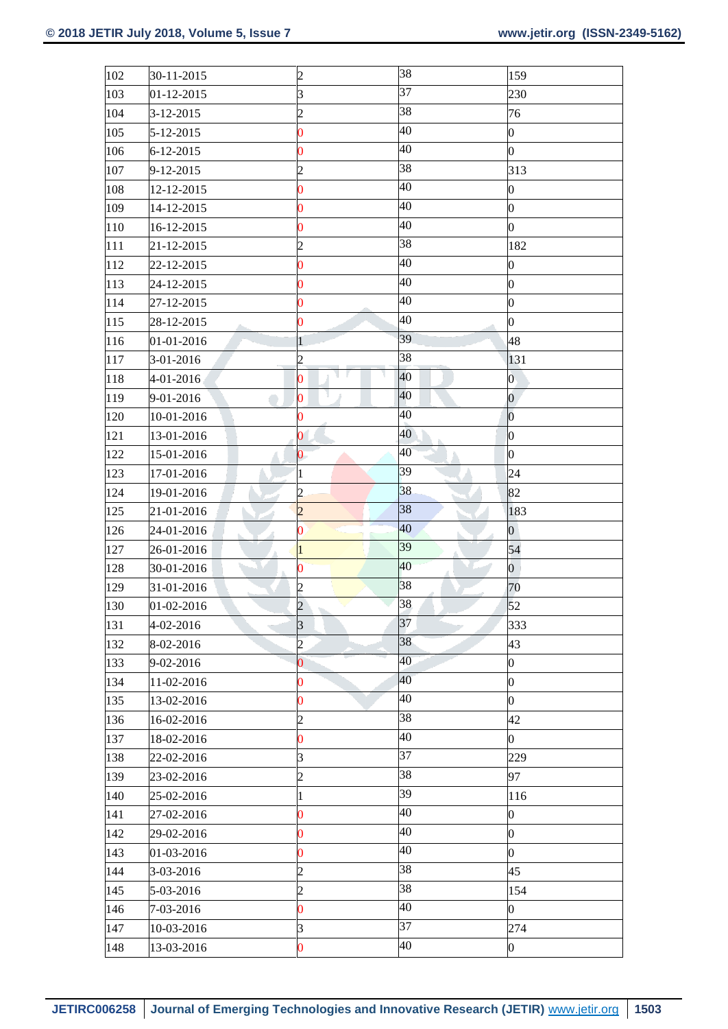| 102 | 30-11-2015 | 2 | 38 | 159 |
|---|---|---|---|---|
| 103 | 01-12-2015 | 3 | 37 | 230 |
| 104 | 3-12-2015 | 2 | 38 | 76 |
| 105 | 5-12-2015 | 0 | 40 | 0 |
| 106 | 6-12-2015 | 0 | 40 | 0 |
| 107 | 9-12-2015 | 2 | 38 | 313 |
| 108 | 12-12-2015 | 0 | 40 | 0 |
| 109 | 14-12-2015 | 0 | 40 | 0 |
| 110 | 16-12-2015 | 0 | 40 | 0 |
| 111 | 21-12-2015 | 2 | 38 | 182 |
| 112 | 22-12-2015 | 0 | 40 | 0 |
| 113 | 24-12-2015 | 0 | 40 | 0 |
| 114 | 27-12-2015 | 0 | 40 | 0 |
| 115 | 28-12-2015 | 0 | 40 | 0 |
| 116 | 01-01-2016 | 1 | 39 | 48 |
| 117 | 3-01-2016 | 2 | 38 | 131 |
| 118 | 4-01-2016 | 0 | 40 | 0 |
| 119 | 9-01-2016 | 0 | 40 | 0 |
| 120 | 10-01-2016 | 0 | 40 | 0 |
| 121 | 13-01-2016 | 0 | 40 | 0 |
| 122 | 15-01-2016 | 0 | 40 | 0 |
| 123 | 17-01-2016 | 1 | 39 | 24 |
| 124 | 19-01-2016 | 2 | 38 | 82 |
| 125 | 21-01-2016 | 2 | 38 | 183 |
| 126 | 24-01-2016 | 0 | 40 | 0 |
| 127 | 26-01-2016 | 1 | 39 | 54 |
| 128 | 30-01-2016 | 0 | 40 | 0 |
| 129 | 31-01-2016 | 2 | 38 | 70 |
| 130 | 01-02-2016 | 2 | 38 | 52 |
| 131 | 4-02-2016 | 3 | 37 | 333 |
| 132 | 8-02-2016 | 2 | 38 | 43 |
| 133 | 9-02-2016 | 0 | 40 | 0 |
| 134 | 11-02-2016 | 0 | 40 | 0 |
| 135 | 13-02-2016 | 0 | 40 | 0 |
| 136 | 16-02-2016 | 2 | 38 | 42 |
| 137 | 18-02-2016 | 0 | 40 | 0 |
| 138 | 22-02-2016 | 3 | 37 | 229 |
| 139 | 23-02-2016 | 2 | 38 | 97 |
| 140 | 25-02-2016 | 1 | 39 | 116 |
| 141 | 27-02-2016 | 0 | 40 | 0 |
| 142 | 29-02-2016 | 0 | 40 | 0 |
| 143 | 01-03-2016 | 0 | 40 | 0 |
| 144 | 3-03-2016 | 2 | 38 | 45 |
| 145 | 5-03-2016 | 2 | 38 | 154 |
| 146 | 7-03-2016 | 0 | 40 | 0 |
| 147 | 10-03-2016 | 3 | 37 | 274 |
| 148 | 13-03-2016 | 0 | 40 | 0 |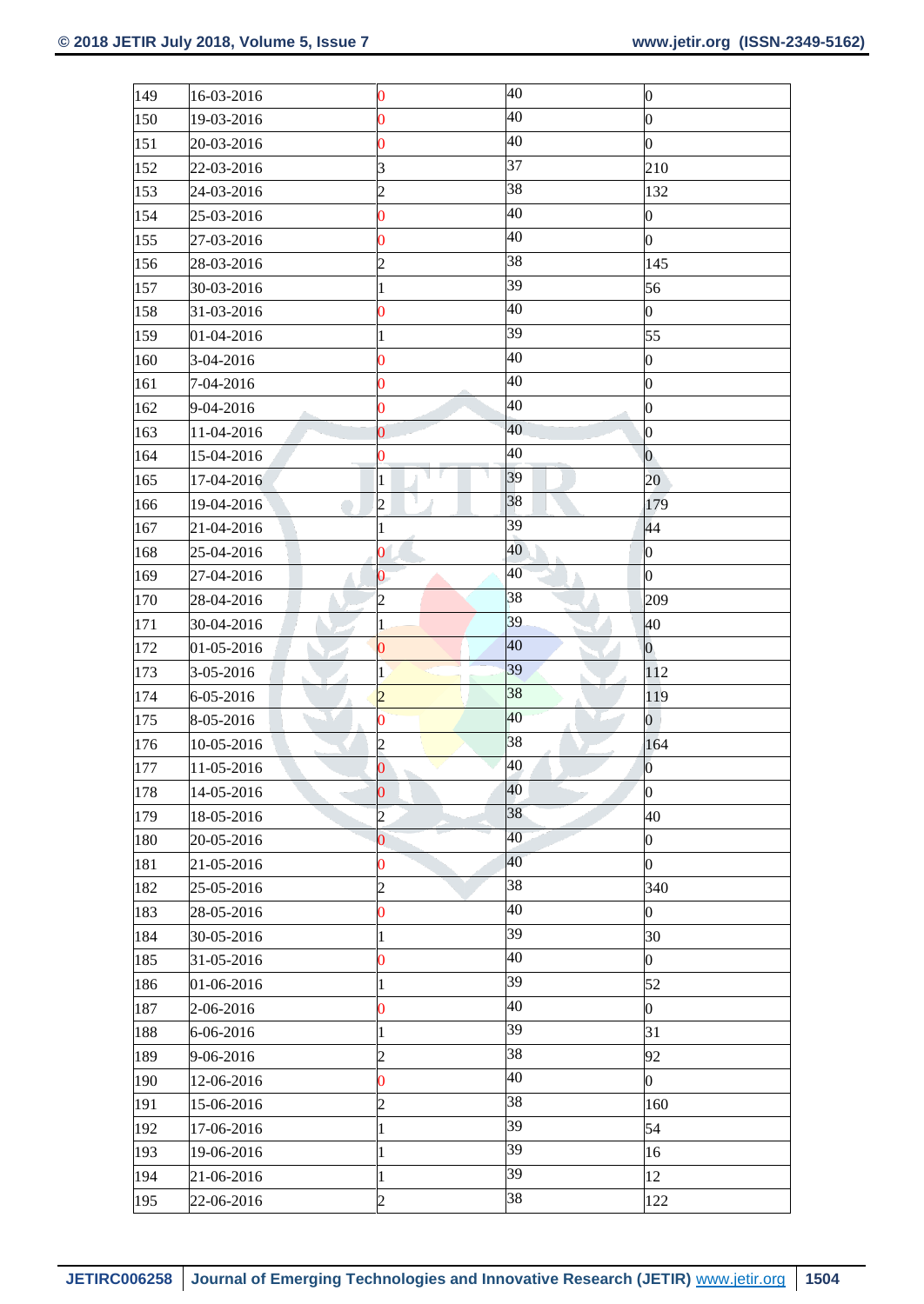| | | | | |
|---|---|---|---|---|
| 149 | 16-03-2016 | 0 | 40 | 0 |
| 150 | 19-03-2016 | 0 | 40 | 0 |
| 151 | 20-03-2016 | 0 | 40 | 0 |
| 152 | 22-03-2016 | 3 | 37 | 210 |
| 153 | 24-03-2016 | 2 | 38 | 132 |
| 154 | 25-03-2016 | 0 | 40 | 0 |
| 155 | 27-03-2016 | 0 | 40 | 0 |
| 156 | 28-03-2016 | 2 | 38 | 145 |
| 157 | 30-03-2016 | 1 | 39 | 56 |
| 158 | 31-03-2016 | 0 | 40 | 0 |
| 159 | 01-04-2016 | 1 | 39 | 55 |
| 160 | 3-04-2016 | 0 | 40 | 0 |
| 161 | 7-04-2016 | 0 | 40 | 0 |
| 162 | 9-04-2016 | 0 | 40 | 0 |
| 163 | 11-04-2016 | 0 | 40 | 0 |
| 164 | 15-04-2016 | 0 | 40 | 0 |
| 165 | 17-04-2016 | 1 | 39 | 20 |
| 166 | 19-04-2016 | 2 | 38 | 179 |
| 167 | 21-04-2016 | 1 | 39 | 44 |
| 168 | 25-04-2016 | 0 | 40 | 0 |
| 169 | 27-04-2016 | 0 | 40 | 0 |
| 170 | 28-04-2016 | 2 | 38 | 209 |
| 171 | 30-04-2016 | 1 | 39 | 40 |
| 172 | 01-05-2016 | 0 | 40 | 0 |
| 173 | 3-05-2016 | 1 | 39 | 112 |
| 174 | 6-05-2016 | 2 | 38 | 119 |
| 175 | 8-05-2016 | 0 | 40 | 0 |
| 176 | 10-05-2016 | 2 | 38 | 164 |
| 177 | 11-05-2016 | 0 | 40 | 0 |
| 178 | 14-05-2016 | 0 | 40 | 0 |
| 179 | 18-05-2016 | 2 | 38 | 40 |
| 180 | 20-05-2016 | 0 | 40 | 0 |
| 181 | 21-05-2016 | 0 | 40 | 0 |
| 182 | 25-05-2016 | 2 | 38 | 340 |
| 183 | 28-05-2016 | 0 | 40 | 0 |
| 184 | 30-05-2016 | 1 | 39 | 30 |
| 185 | 31-05-2016 | 0 | 40 | 0 |
| 186 | 01-06-2016 | 1 | 39 | 52 |
| 187 | 2-06-2016 | 0 | 40 | 0 |
| 188 | 6-06-2016 | 1 | 39 | 31 |
| 189 | 9-06-2016 | 2 | 38 | 92 |
| 190 | 12-06-2016 | 0 | 40 | 0 |
| 191 | 15-06-2016 | 2 | 38 | 160 |
| 192 | 17-06-2016 | 1 | 39 | 54 |
| 193 | 19-06-2016 | 1 | 39 | 16 |
| 194 | 21-06-2016 | 1 | 39 | 12 |
| 195 | 22-06-2016 | 2 | 38 | 122 |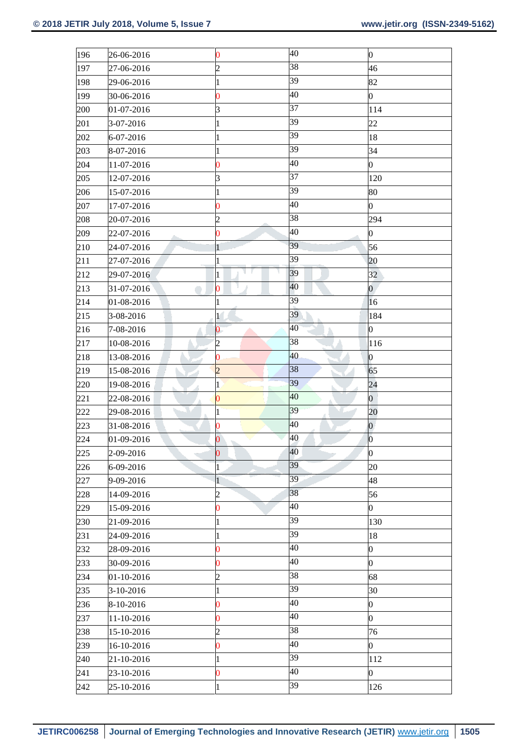| | | | | |
|---|---|---|---|---|
| 196 | 26-06-2016 | 0 | 40 | 0 |
| 197 | 27-06-2016 | 2 | 38 | 46 |
| 198 | 29-06-2016 | 1 | 39 | 82 |
| 199 | 30-06-2016 | 0 | 40 | 0 |
| 200 | 01-07-2016 | 3 | 37 | 114 |
| 201 | 3-07-2016 | 1 | 39 | 22 |
| 202 | 6-07-2016 | 1 | 39 | 18 |
| 203 | 8-07-2016 | 1 | 39 | 34 |
| 204 | 11-07-2016 | 0 | 40 | 0 |
| 205 | 12-07-2016 | 3 | 37 | 120 |
| 206 | 15-07-2016 | 1 | 39 | 80 |
| 207 | 17-07-2016 | 0 | 40 | 0 |
| 208 | 20-07-2016 | 2 | 38 | 294 |
| 209 | 22-07-2016 | 0 | 40 | 0 |
| 210 | 24-07-2016 | 1 | 39 | 56 |
| 211 | 27-07-2016 | 1 | 39 | 20 |
| 212 | 29-07-2016 | 1 | 39 | 32 |
| 213 | 31-07-2016 | 0 | 40 | 0 |
| 214 | 01-08-2016 | 1 | 39 | 16 |
| 215 | 3-08-2016 | 1 | 39 | 184 |
| 216 | 7-08-2016 | 0 | 40 | 0 |
| 217 | 10-08-2016 | 2 | 38 | 116 |
| 218 | 13-08-2016 | 0 | 40 | 0 |
| 219 | 15-08-2016 | 2 | 38 | 65 |
| 220 | 19-08-2016 | 1 | 39 | 24 |
| 221 | 22-08-2016 | 0 | 40 | 0 |
| 222 | 29-08-2016 | 1 | 39 | 20 |
| 223 | 31-08-2016 | 0 | 40 | 0 |
| 224 | 01-09-2016 | 0 | 40 | 0 |
| 225 | 2-09-2016 | 0 | 40 | 0 |
| 226 | 6-09-2016 | 1 | 39 | 20 |
| 227 | 9-09-2016 | 1 | 39 | 48 |
| 228 | 14-09-2016 | 2 | 38 | 56 |
| 229 | 15-09-2016 | 0 | 40 | 0 |
| 230 | 21-09-2016 | 1 | 39 | 130 |
| 231 | 24-09-2016 | 1 | 39 | 18 |
| 232 | 28-09-2016 | 0 | 40 | 0 |
| 233 | 30-09-2016 | 0 | 40 | 0 |
| 234 | 01-10-2016 | 2 | 38 | 68 |
| 235 | 3-10-2016 | 1 | 39 | 30 |
| 236 | 8-10-2016 | 0 | 40 | 0 |
| 237 | 11-10-2016 | 0 | 40 | 0 |
| 238 | 15-10-2016 | 2 | 38 | 76 |
| 239 | 16-10-2016 | 0 | 40 | 0 |
| 240 | 21-10-2016 | 1 | 39 | 112 |
| 241 | 23-10-2016 | 0 | 40 | 0 |
| 242 | 25-10-2016 | 1 | 39 | 126 |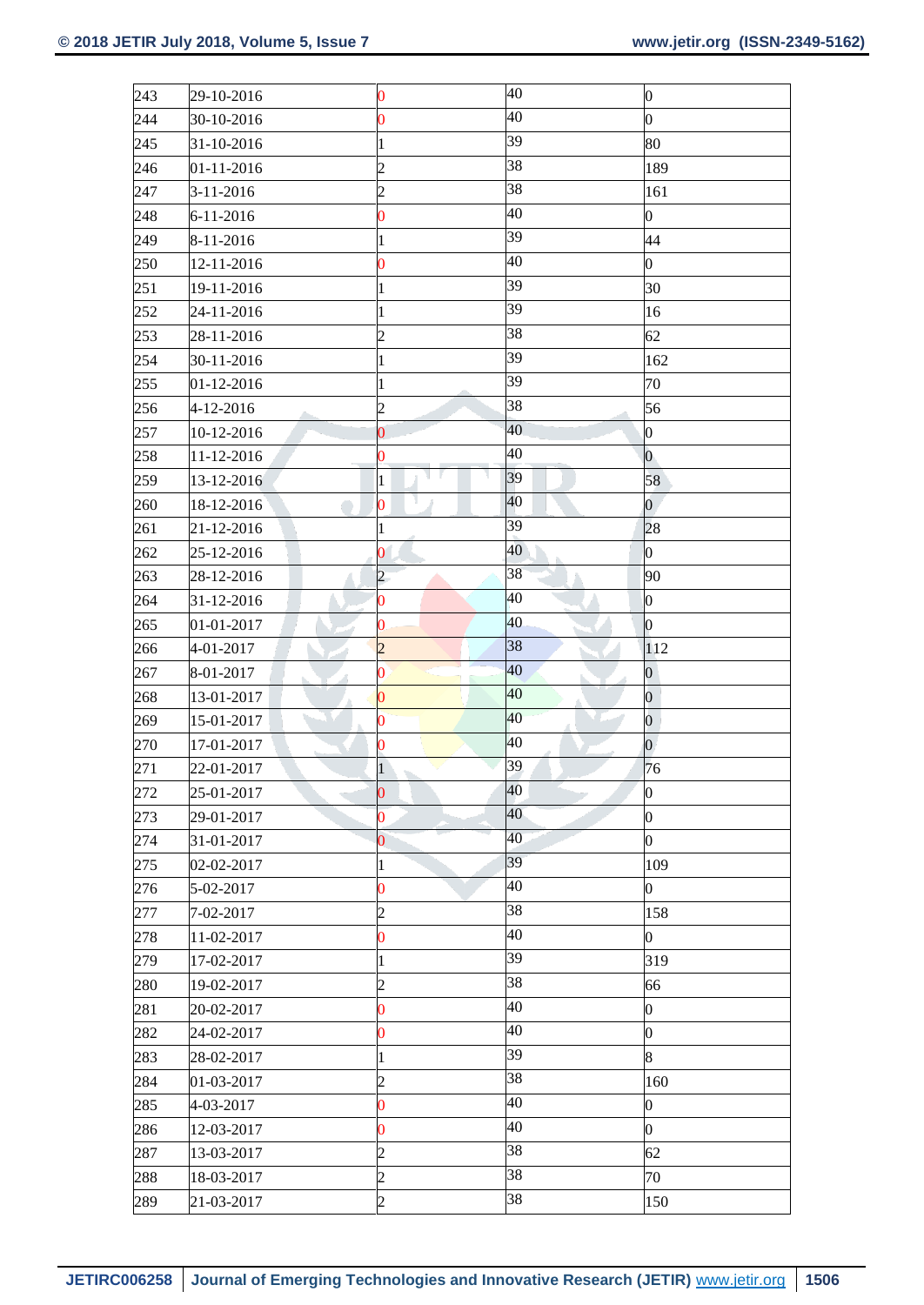| | | | | |
|---|---|---|---|---|
| 243 | 29-10-2016 | 0 | 40 | 0 |
| 244 | 30-10-2016 | 0 | 40 | 0 |
| 245 | 31-10-2016 | 1 | 39 | 80 |
| 246 | 01-11-2016 | 2 | 38 | 189 |
| 247 | 3-11-2016 | 2 | 38 | 161 |
| 248 | 6-11-2016 | 0 | 40 | 0 |
| 249 | 8-11-2016 | 1 | 39 | 44 |
| 250 | 12-11-2016 | 0 | 40 | 0 |
| 251 | 19-11-2016 | 1 | 39 | 30 |
| 252 | 24-11-2016 | 1 | 39 | 16 |
| 253 | 28-11-2016 | 2 | 38 | 62 |
| 254 | 30-11-2016 | 1 | 39 | 162 |
| 255 | 01-12-2016 | 1 | 39 | 70 |
| 256 | 4-12-2016 | 2 | 38 | 56 |
| 257 | 10-12-2016 | 0 | 40 | 0 |
| 258 | 11-12-2016 | 0 | 40 | 0 |
| 259 | 13-12-2016 | 1 | 39 | 58 |
| 260 | 18-12-2016 | 0 | 40 | 0 |
| 261 | 21-12-2016 | 1 | 39 | 28 |
| 262 | 25-12-2016 | 0 | 40 | 0 |
| 263 | 28-12-2016 | 2 | 38 | 90 |
| 264 | 31-12-2016 | 0 | 40 | 0 |
| 265 | 01-01-2017 | 0 | 40 | 0 |
| 266 | 4-01-2017 | 2 | 38 | 112 |
| 267 | 8-01-2017 | 0 | 40 | 0 |
| 268 | 13-01-2017 | 0 | 40 | 0 |
| 269 | 15-01-2017 | 0 | 40 | 0 |
| 270 | 17-01-2017 | 0 | 40 | 0 |
| 271 | 22-01-2017 | 1 | 39 | 76 |
| 272 | 25-01-2017 | 0 | 40 | 0 |
| 273 | 29-01-2017 | 0 | 40 | 0 |
| 274 | 31-01-2017 | 0 | 40 | 0 |
| 275 | 02-02-2017 | 1 | 39 | 109 |
| 276 | 5-02-2017 | 0 | 40 | 0 |
| 277 | 7-02-2017 | 2 | 38 | 158 |
| 278 | 11-02-2017 | 0 | 40 | 0 |
| 279 | 17-02-2017 | 1 | 39 | 319 |
| 280 | 19-02-2017 | 2 | 38 | 66 |
| 281 | 20-02-2017 | 0 | 40 | 0 |
| 282 | 24-02-2017 | 0 | 40 | 0 |
| 283 | 28-02-2017 | 1 | 39 | 8 |
| 284 | 01-03-2017 | 2 | 38 | 160 |
| 285 | 4-03-2017 | 0 | 40 | 0 |
| 286 | 12-03-2017 | 0 | 40 | 0 |
| 287 | 13-03-2017 | 2 | 38 | 62 |
| 288 | 18-03-2017 | 2 | 38 | 70 |
| 289 | 21-03-2017 | 2 | 38 | 150 |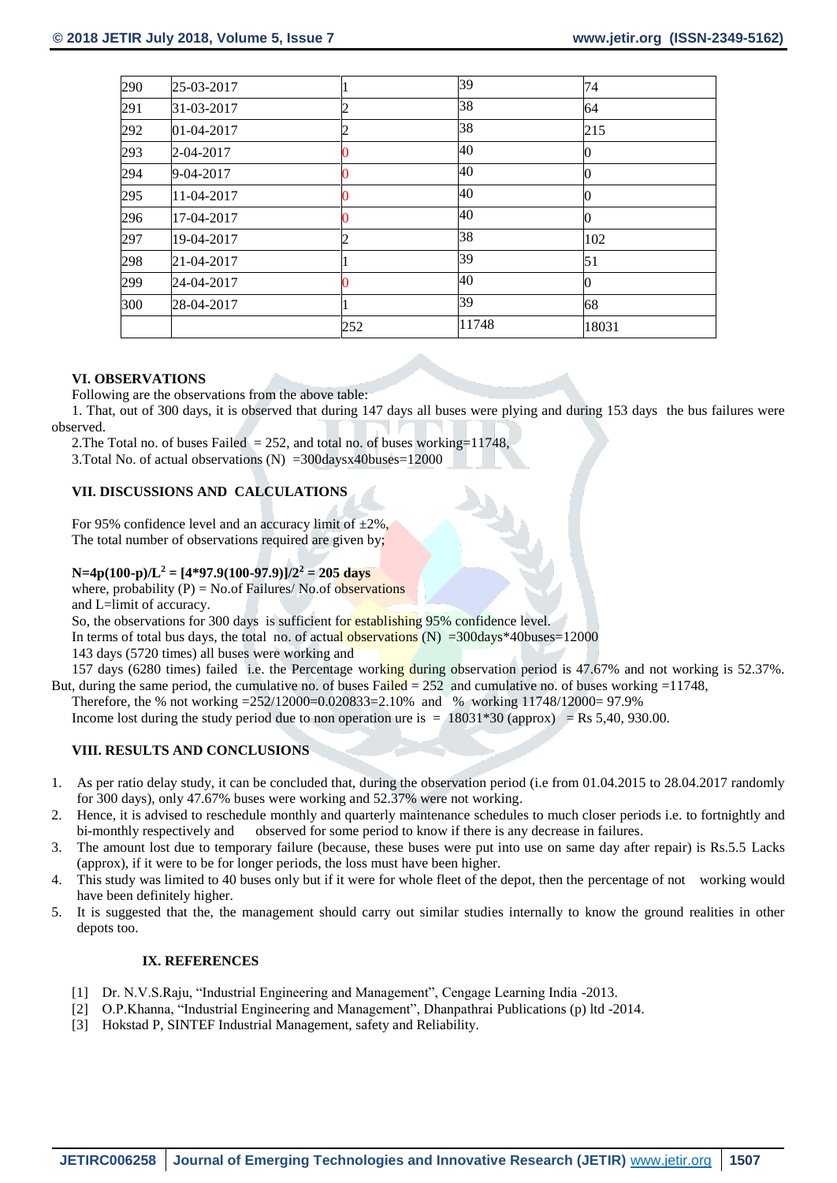| | | | | |
|---|---|---|---|---|
| 290 | 25-03-2017 | 1 | 39 | 74 |
| 291 | 31-03-2017 | 2 | 38 | 64 |
| 292 | 01-04-2017 | 2 | 38 | 215 |
| 293 | 2-04-2017 | 0 | 40 | 0 |
| 294 | 9-04-2017 | 0 | 40 | 0 |
| 295 | 11-04-2017 | 0 | 40 | 0 |
| 296 | 17-04-2017 | 0 | 40 | 0 |
| 297 | 19-04-2017 | 2 | 38 | 102 |
| 298 | 21-04-2017 | 1 | 39 | 51 |
| 299 | 24-04-2017 | 0 | 40 | 0 |
| 300 | 28-04-2017 | 1 | 39 | 68 |
| | | 252 | 11748 | 18031 |

## VI. OBSERVATIONS

Following are the observations from the above table:

1. That, out of 300 days, it is observed that during 147 days all buses were plying and during 153 days the bus failures were observed.

2.The Total no. of buses Failed = 252, and total no. of buses working=11748,

3.Total No. of actual observations (N) =300daysx40buses=12000

## VII. DISCUSSIONS AND CALCULATIONS

For 95% confidence level and an accuracy limit of ±2%,
The total number of observations required are given by;

$$N=4p(100-p)/L^2 = [4*97.9(100-97.9)]/2^2 = 205 \text{ days}$$

where, probability (P) = No.of Failures/ No.of observations
and L=limit of accuracy.

So, the observations for 300 days is sufficient for establishing 95% confidence level.

In terms of total bus days, the total no. of actual observations (N) =300days*40buses=12000

143 days (5720 times) all buses were working and

157 days (6280 times) failed i.e. the Percentage working during observation period is 47.67% and not working is 52.37%. But, during the same period, the cumulative no. of buses Failed = 252 and cumulative no. of buses working =11748,

Therefore, the % not working =252/12000=0.020833=2.10% and % working 11748/12000= 97.9%

Income lost during the study period due to non operation ure is = 18031*30 (approx) = Rs 5,40, 930.00.

## VIII. RESULTS AND CONCLUSIONS

1. As per ratio delay study, it can be concluded that, during the observation period (i.e from 01.04.2015 to 28.04.2017 randomly for 300 days), only 47.67% buses were working and 52.37% were not working.
2. Hence, it is advised to reschedule monthly and quarterly maintenance schedules to much closer periods i.e. to fortnightly and bi-monthly respectively and observed for some period to know if there is any decrease in failures.
3. The amount lost due to temporary failure (because, these buses were put into use on same day after repair) is Rs.5.5 Lacks (approx), if it were to be for longer periods, the loss must have been higher.
4. This study was limited to 40 buses only but if it were for whole fleet of the depot, then the percentage of not working would have been definitely higher.
5. It is suggested that the, the management should carry out similar studies internally to know the ground realities in other depots too.

## IX. REFERENCES

[1] Dr. N.V.S.Raju, "Industrial Engineering and Management", Cengage Learning India -2013.

[2] O.P.Khanna, "Industrial Engineering and Management", Dhanpathrai Publications (p) ltd -2014.

[3] Hokstad P, SINTEF Industrial Management, safety and Reliability.